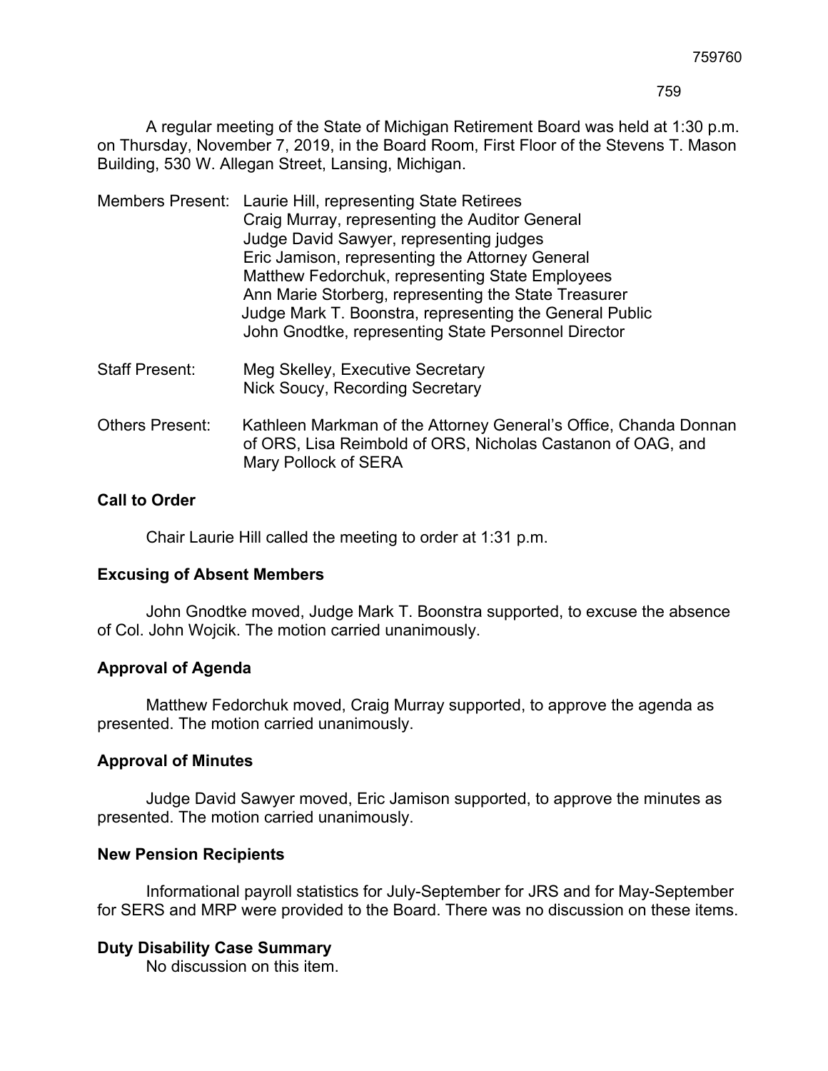A regular meeting of the State of Michigan Retirement Board was held at 1:30 p.m. on Thursday, November 7, 2019, in the Board Room, First Floor of the Stevens T. Mason Building, 530 W. Allegan Street, Lansing, Michigan.

Members Present: Laurie Hill, representing State Retirees
Craig Murray, representing the Auditor General
Judge David Sawyer, representing judges
Eric Jamison, representing the Attorney General
Matthew Fedorchuk, representing State Employees
Ann Marie Storberg, representing the State Treasurer
Judge Mark T. Boonstra, representing the General Public
John Gnodtke, representing State Personnel Director

Staff Present: Meg Skelley, Executive Secretary
Nick Soucy, Recording Secretary

Others Present: Kathleen Markman of the Attorney General's Office, Chanda Donnan of ORS, Lisa Reimbold of ORS, Nicholas Castanon of OAG, and Mary Pollock of SERA

**Call to Order**

Chair Laurie Hill called the meeting to order at 1:31 p.m.

**Excusing of Absent Members**

John Gnodtke moved, Judge Mark T. Boonstra supported, to excuse the absence of Col. John Wojcik. The motion carried unanimously.

**Approval of Agenda**

Matthew Fedorchuk moved, Craig Murray supported, to approve the agenda as presented. The motion carried unanimously.

**Approval of Minutes**

Judge David Sawyer moved, Eric Jamison supported, to approve the minutes as presented. The motion carried unanimously.

**New Pension Recipients**

Informational payroll statistics for July-September for JRS and for May-September for SERS and MRP were provided to the Board. There was no discussion on these items.

**Duty Disability Case Summary**

No discussion on this item.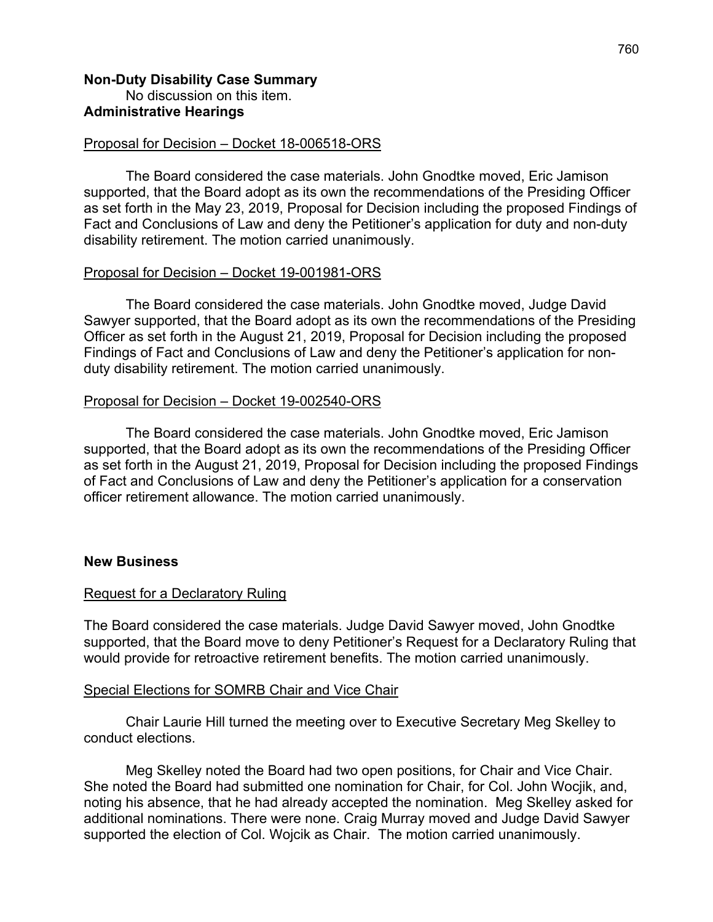**Non-Duty Disability Case Summary**

No discussion on this item.

**Administrative Hearings**

<u>Proposal for Decision – Docket 18-006518-ORS</u>

The Board considered the case materials. John Gnodtke moved, Eric Jamison supported, that the Board adopt as its own the recommendations of the Presiding Officer as set forth in the May 23, 2019, Proposal for Decision including the proposed Findings of Fact and Conclusions of Law and deny the Petitioner's application for duty and non-duty disability retirement. The motion carried unanimously.

<u>Proposal for Decision – Docket 19-001981-ORS</u>

The Board considered the case materials. John Gnodtke moved, Judge David Sawyer supported, that the Board adopt as its own the recommendations of the Presiding Officer as set forth in the August 21, 2019, Proposal for Decision including the proposed Findings of Fact and Conclusions of Law and deny the Petitioner's application for non-duty disability retirement. The motion carried unanimously.

<u>Proposal for Decision – Docket 19-002540-ORS</u>

The Board considered the case materials. John Gnodtke moved, Eric Jamison supported, that the Board adopt as its own the recommendations of the Presiding Officer as set forth in the August 21, 2019, Proposal for Decision including the proposed Findings of Fact and Conclusions of Law and deny the Petitioner's application for a conservation officer retirement allowance. The motion carried unanimously.

**New Business**

<u>Request for a Declaratory Ruling</u>

The Board considered the case materials. Judge David Sawyer moved, John Gnodtke supported, that the Board move to deny Petitioner's Request for a Declaratory Ruling that would provide for retroactive retirement benefits. The motion carried unanimously.

<u>Special Elections for SOMRB Chair and Vice Chair</u>

Chair Laurie Hill turned the meeting over to Executive Secretary Meg Skelley to conduct elections.

Meg Skelley noted the Board had two open positions, for Chair and Vice Chair. She noted the Board had submitted one nomination for Chair, for Col. John Wocjik, and, noting his absence, that he had already accepted the nomination. Meg Skelley asked for additional nominations. There were none. Craig Murray moved and Judge David Sawyer supported the election of Col. Wojcik as Chair. The motion carried unanimously.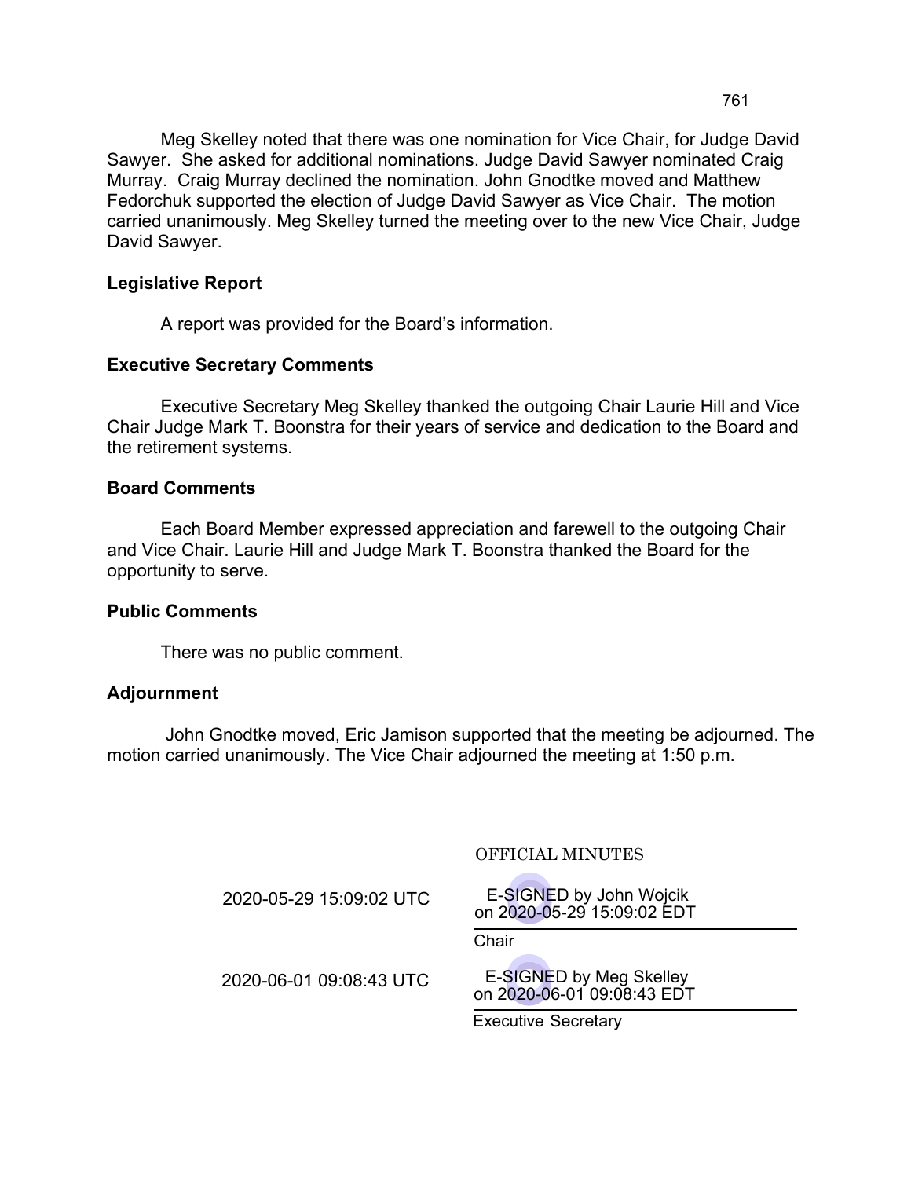Meg Skelley noted that there was one nomination for Vice Chair, for Judge David Sawyer. She asked for additional nominations. Judge David Sawyer nominated Craig Murray. Craig Murray declined the nomination. John Gnodtke moved and Matthew Fedorchuk supported the election of Judge David Sawyer as Vice Chair. The motion carried unanimously. Meg Skelley turned the meeting over to the new Vice Chair, Judge David Sawyer.

**Legislative Report**

A report was provided for the Board's information.

**Executive Secretary Comments**

Executive Secretary Meg Skelley thanked the outgoing Chair Laurie Hill and Vice Chair Judge Mark T. Boonstra for their years of service and dedication to the Board and the retirement systems.

**Board Comments**

Each Board Member expressed appreciation and farewell to the outgoing Chair and Vice Chair. Laurie Hill and Judge Mark T. Boonstra thanked the Board for the opportunity to serve.

**Public Comments**

There was no public comment.

**Adjournment**

John Gnodtke moved, Eric Jamison supported that the meeting be adjourned. The motion carried unanimously. The Vice Chair adjourned the meeting at 1:50 p.m.

OFFICIAL MINUTES

2020-05-29 15:09:02 UTC

E-SIGNED by John Wojcik on 2020-05-29 15:09:02 EDT

Chair

2020-06-01 09:08:43 UTC

E-SIGNED by Meg Skelley on 2020-06-01 09:08:43 EDT

Executive Secretary